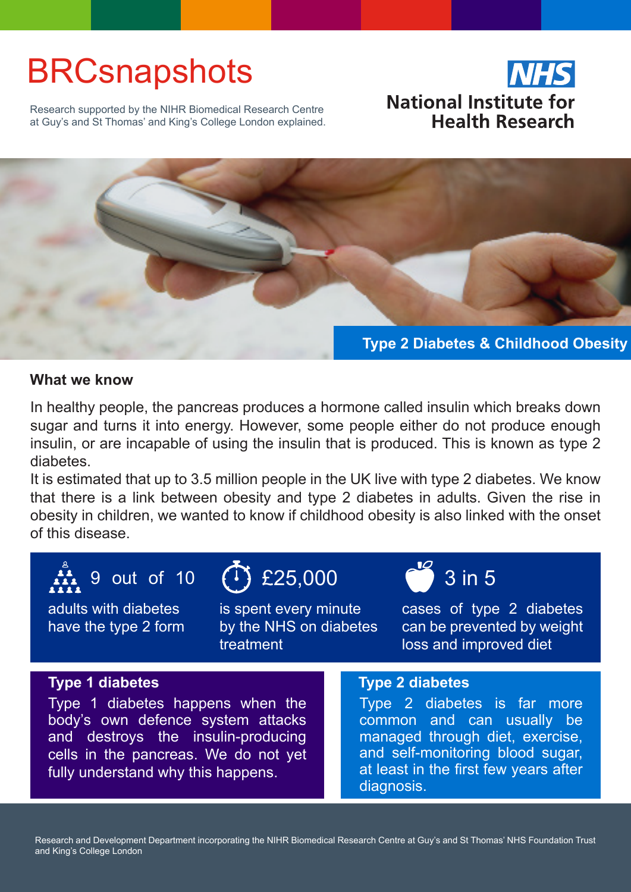# BRCsnapshots

Research supported by the NIHR Biomedical Research Centre at Guy's and St Thomas' and King's College London explained.

NHS
National Institute for Health Research

## Type 2 Diabetes & Childhood Obesity

### What we know

In healthy people, the pancreas produces a hormone called insulin which breaks down sugar and turns it into energy. However, some people either do not produce enough insulin, or are incapable of using the insulin that is produced. This is known as type 2 diabetes.

It is estimated that up to 3.5 million people in the UK live with type 2 diabetes. We know that there is a link between obesity and type 2 diabetes in adults. Given the rise in obesity in children, we wanted to know if childhood obesity is also linked with the onset of this disease.

**9 out of 10**
adults with diabetes have the type 2 form

**£25,000**
is spent every minute by the NHS on diabetes treatment

**3 in 5**
cases of type 2 diabetes can be prevented by weight loss and improved diet

**Type 1 diabetes**

Type 1 diabetes happens when the body's own defence system attacks and destroys the insulin-producing cells in the pancreas. We do not yet fully understand why this happens.

**Type 2 diabetes**

Type 2 diabetes is far more common and can usually be managed through diet, exercise, and self-monitoring blood sugar, at least in the first few years after diagnosis.

Research and Development Department incorporating the NIHR Biomedical Research Centre at Guy's and St Thomas' NHS Foundation Trust and King's College London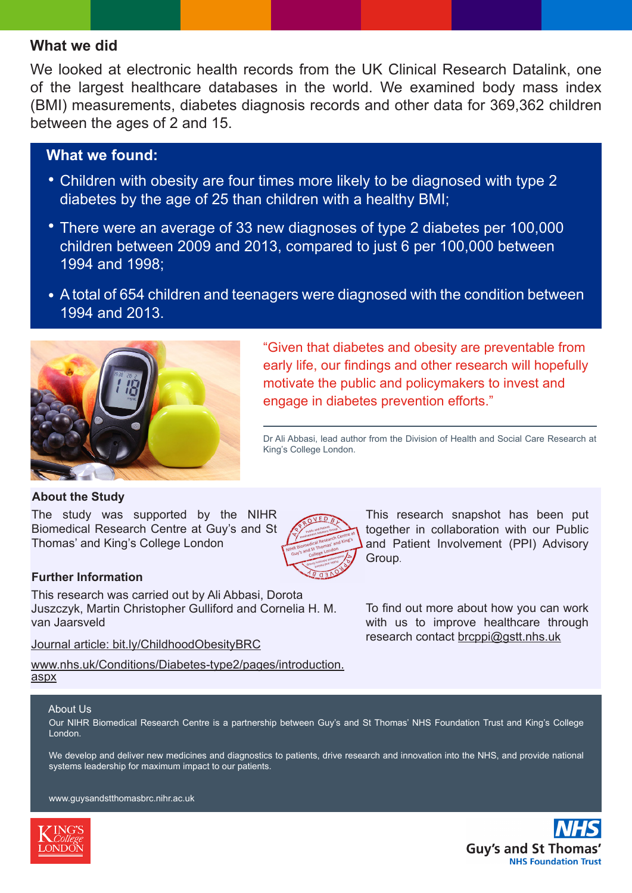## What we did

We looked at electronic health records from the UK Clinical Research Datalink, one of the largest healthcare databases in the world. We examined body mass index (BMI) measurements, diabetes diagnosis records and other data for 369,362 children between the ages of 2 and 15.

### What we found:

- Children with obesity are four times more likely to be diagnosed with type 2 diabetes by the age of 25 than children with a healthy BMI;
- There were an average of 33 new diagnoses of type 2 diabetes per 100,000 children between 2009 and 2013, compared to just 6 per 100,000 between 1994 and 1998;
- A total of 654 children and teenagers were diagnosed with the condition between 1994 and 2013.

"Given that diabetes and obesity are preventable from early life, our findings and other research will hopefully motivate the public and policymakers to invest and engage in diabetes prevention efforts."

Dr Ali Abbasi, lead author from the Division of Health and Social Care Research at King's College London.

### About the Study

The study was supported by the NIHR Biomedical Research Centre at Guy's and St Thomas' and King's College London

This research snapshot has been put together in collaboration with our Public and Patient Involvement (PPI) Advisory Group.

### Further Information

This research was carried out by Ali Abbasi, Dorota Juszczyk, Martin Christopher Gulliford and Cornelia H. M. van Jaarsveld

Journal article: bit.ly/ChildhoodObesityBRC

www.nhs.uk/Conditions/Diabetes-type2/pages/introduction.aspx

To find out more about how you can work with us to improve healthcare through research contact brcppi@gstt.nhs.uk

About Us

Our NIHR Biomedical Research Centre is a partnership between Guy's and St Thomas' NHS Foundation Trust and King's College London.

We develop and deliver new medicines and diagnostics to patients, drive research and innovation into the NHS, and provide national systems leadership for maximum impact to our patients.

www.guysandstthomasbrc.nihr.ac.uk

King's College London

NHS Guy's and St Thomas' NHS Foundation Trust